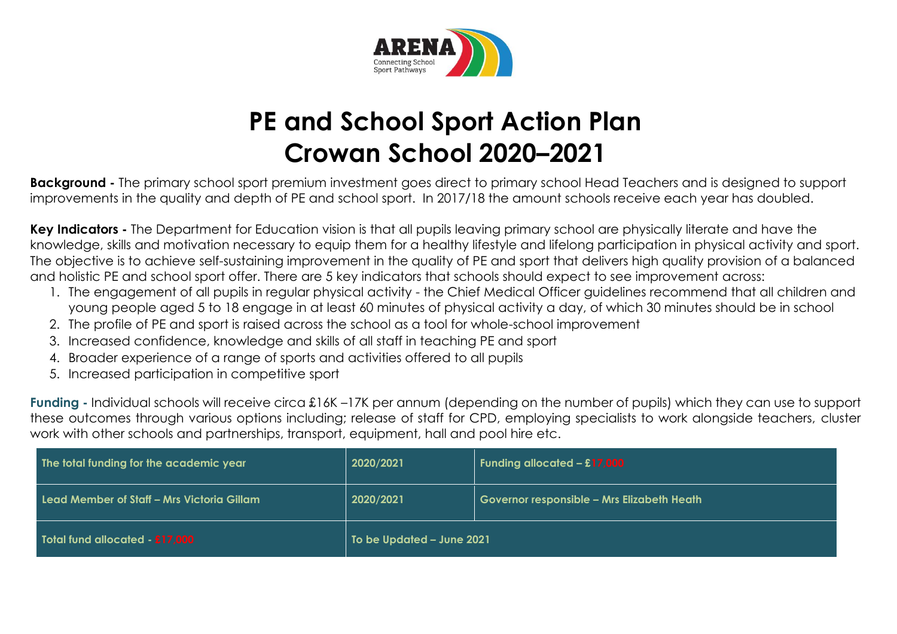ARENA
Connecting School Sport Pathways

# PE and School Sport Action Plan
# Crowan School 2020–2021

**Background -** The primary school sport premium investment goes direct to primary school Head Teachers and is designed to support improvements in the quality and depth of PE and school sport. In 2017/18 the amount schools receive each year has doubled.

**Key Indicators -** The Department for Education vision is that all pupils leaving primary school are physically literate and have the knowledge, skills and motivation necessary to equip them for a healthy lifestyle and lifelong participation in physical activity and sport. The objective is to achieve self-sustaining improvement in the quality of PE and sport that delivers high quality provision of a balanced and holistic PE and school sport offer. There are 5 key indicators that schools should expect to see improvement across:

1. The engagement of all pupils in regular physical activity - the Chief Medical Officer guidelines recommend that all children and young people aged 5 to 18 engage in at least 60 minutes of physical activity a day, of which 30 minutes should be in school
2. The profile of PE and sport is raised across the school as a tool for whole-school improvement
3. Increased confidence, knowledge and skills of all staff in teaching PE and sport
4. Broader experience of a range of sports and activities offered to all pupils
5. Increased participation in competitive sport

**Funding -** Individual schools will receive circa £16K –17K per annum (depending on the number of pupils) which they can use to support these outcomes through various options including; release of staff for CPD, employing specialists to work alongside teachers, cluster work with other schools and partnerships, transport, equipment, hall and pool hire etc.

| The total funding for the academic year | 2020/2021 | Funding allocated – £17,000 |
|---|---|---|
| Lead Member of Staff – Mrs Victoria Gillam | 2020/2021 | Governor responsible – Mrs Elizabeth Heath |
| Total fund allocated - £17,000 | To be Updated – June 2021 | |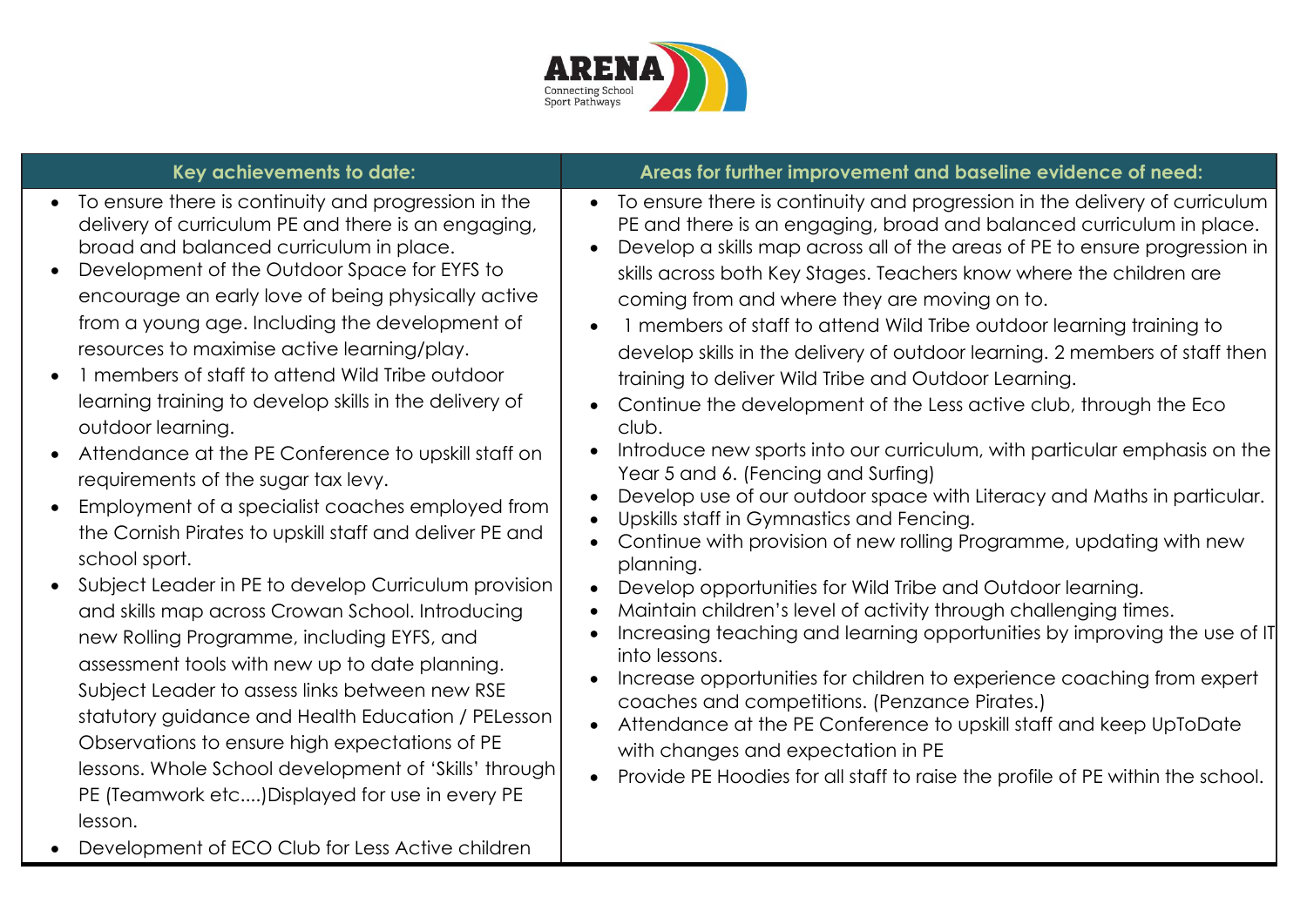| Key achievements to date: | Areas for further improvement and baseline evidence of need: |
|---|---|
| • To ensure there is continuity and progression in the delivery of curriculum PE and there is an engaging, broad and balanced curriculum in place.<br>• Development of the Outdoor Space for EYFS to encourage an early love of being physically active from a young age. Including the development of resources to maximise active learning/play.<br>• 1 members of staff to attend Wild Tribe outdoor learning training to develop skills in the delivery of outdoor learning.<br>• Attendance at the PE Conference to upskill staff on requirements of the sugar tax levy.<br>• Employment of a specialist coaches employed from the Cornish Pirates to upskill staff and deliver PE and school sport.<br>• Subject Leader in PE to develop Curriculum provision and skills map across Crowan School. Introducing new Rolling Programme, including EYFS, and assessment tools with new up to date planning. Subject Leader to assess links between new RSE statutory guidance and Health Education / PELesson Observations to ensure high expectations of PE lessons. Whole School development of 'Skills' through PE (Teamwork etc....)Displayed for use in every PE lesson.<br>• Development of ECO Club for Less Active children | • To ensure there is continuity and progression in the delivery of curriculum PE and there is an engaging, broad and balanced curriculum in place.<br>• Develop a skills map across all of the areas of PE to ensure progression in skills across both Key Stages. Teachers know where the children are coming from and where they are moving on to.<br>• 1 members of staff to attend Wild Tribe outdoor learning training to develop skills in the delivery of outdoor learning. 2 members of staff then training to deliver Wild Tribe and Outdoor Learning.<br>• Continue the development of the Less active club, through the Eco club.<br>• Introduce new sports into our curriculum, with particular emphasis on the Year 5 and 6. (Fencing and Surfing)<br>• Develop use of our outdoor space with Literacy and Maths in particular.<br>• Upskills staff in Gymnastics and Fencing.<br>• Continue with provision of new rolling Programme, updating with new planning.<br>• Develop opportunities for Wild Tribe and Outdoor learning.<br>• Maintain children's level of activity through challenging times.<br>• Increasing teaching and learning opportunities by improving the use of IT into lessons.<br>• Increase opportunities for children to experience coaching from expert coaches and competitions. (Penzance Pirates.)<br>• Attendance at the PE Conference to upskill staff and keep UpToDate with changes and expectation in PE<br>• Provide PE Hoodies for all staff to raise the profile of PE within the school. |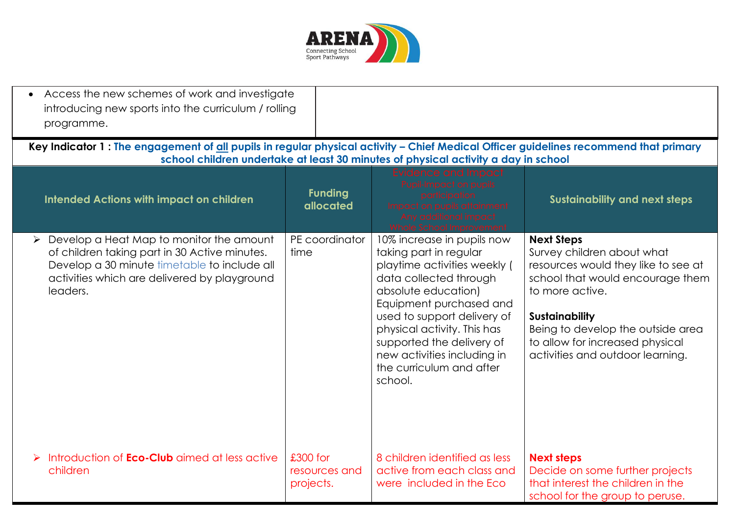| • Access the new schemes of work and investigate introducing new sports into the curriculum / rolling programme. | |
|---|---|

**Key Indicator 1 : The engagement of all pupils in regular physical activity – Chief Medical Officer guidelines recommend that primary school children undertake at least 30 minutes of physical activity a day in school**

| Intended Actions with impact on children | Funding allocated | Evidence and Impact<br>Pupil-impact on pupils participation<br>Impact on pupils attainment<br>Any additional impact<br>Whole School Improvement | Sustainability and next steps |
|---|---|---|---|
| ➢ Develop a Heat Map to monitor the amount of children taking part in 30 Active minutes. Develop a 30 minute timetable to include all activities which are delivered by playground leaders. | PE coordinator time | 10% increase in pupils now taking part in regular playtime activities weekly ( data collected through absolute education)<br>Equipment purchased and used to support delivery of physical activity. This has supported the delivery of new activities including in the curriculum and after school. | **Next Steps**<br>Survey children about what resources would they like to see at school that would encourage them to more active.<br><br>**Sustainability**<br>Being to develop the outside area to allow for increased physical activities and outdoor learning. |
| ➢ Introduction of **Eco-Club** aimed at less active children | £300 for resources and projects. | 8 children identified as less active from each class and were included in the Eco | **Next steps**<br>Decide on some further projects that interest the children in the school for the group to peruse. |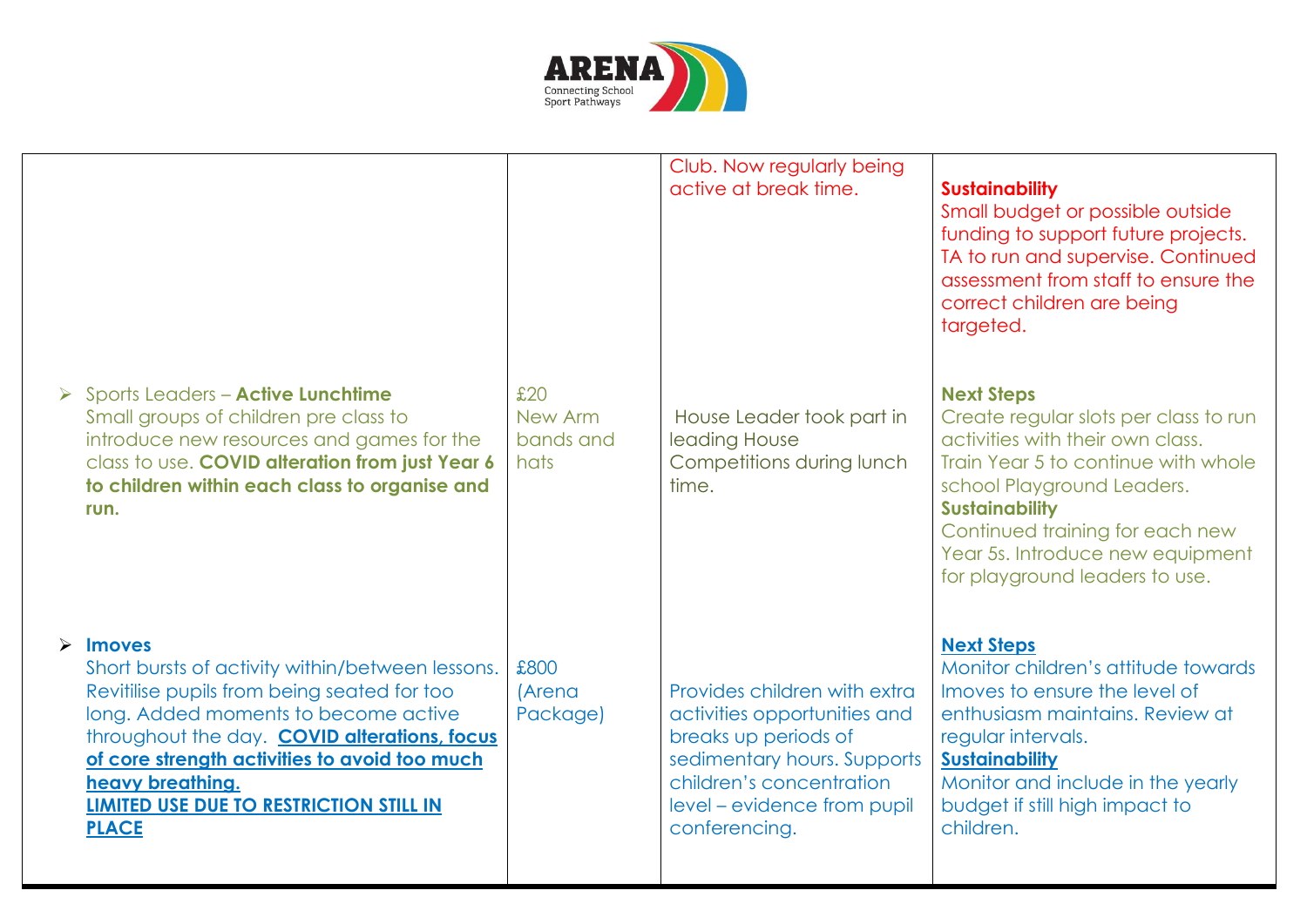| | | | |
|---|---|---|---|
| | | Club. Now regularly being active at break time. | **Sustainability**<br>Small budget or possible outside funding to support future projects. TA to run and supervise. Continued assessment from staff to ensure the correct children are being targeted. |
| ➢ Sports Leaders – **Active Lunchtime**<br>Small groups of children pre class to introduce new resources and games for the class to use. **COVID alteration from just Year 6 to children within each class to organise and run.** | £20<br>New Arm bands and hats | House Leader took part in leading House Competitions during lunch time. | **Next Steps**<br>Create regular slots per class to run activities with their own class. Train Year 5 to continue with whole school Playground Leaders.<br>**Sustainability**<br>Continued training for each new Year 5s. Introduce new equipment for playground leaders to use. |
| ➢ **Imoves**<br>Short bursts of activity within/between lessons. Revitilise pupils from being seated for too long. Added moments to become active throughout the day. **COVID alterations, focus of core strength activities to avoid too much heavy breathing.**<br>**LIMITED USE DUE TO RESTRICTION STILL IN PLACE** | £800<br>(Arena Package) | Provides children with extra activities opportunities and breaks up periods of sedimentary hours. Supports children's concentration level – evidence from pupil conferencing. | **Next Steps**<br>Monitor children's attitude towards Imoves to ensure the level of enthusiasm maintains. Review at regular intervals.<br>**Sustainability**<br>Monitor and include in the yearly budget if still high impact to children. |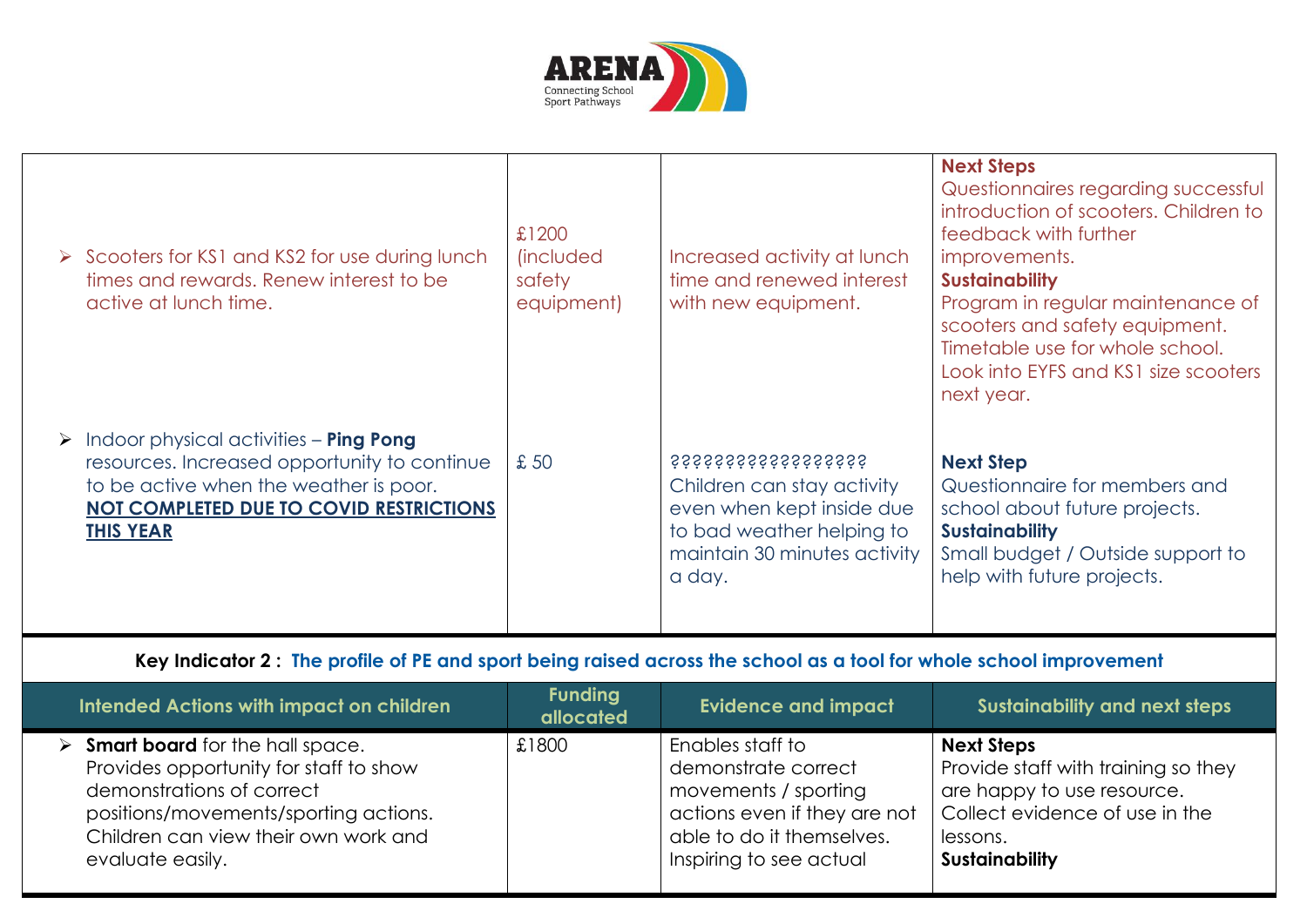| | | | |
|---|---|---|---|
| Scooters for KS1 and KS2 for use during lunch times and rewards. Renew interest to be active at lunch time. | £1200 (included safety equipment) | Increased activity at lunch time and renewed interest with new equipment. | **Next Steps** Questionnaires regarding successful introduction of scooters. Children to feedback with further improvements. **Sustainability** Program in regular maintenance of scooters and safety equipment. Timetable use for whole school. Look into EYFS and KS1 size scooters next year. |
| Indoor physical activities – **Ping Pong** resources. Increased opportunity to continue to be active when the weather is poor. **NOT COMPLETED DUE TO COVID RESTRICTIONS THIS YEAR** | £ 50 | ?????????????????? Children can stay activity even when kept inside due to bad weather helping to maintain 30 minutes activity a day. | **Next Step** Questionnaire for members and school about future projects. **Sustainability** Small budget / Outside support to help with future projects. |

**Key Indicator 2 : The profile of PE and sport being raised across the school as a tool for whole school improvement**

| Intended Actions with impact on children | Funding allocated | Evidence and impact | Sustainability and next steps |
|---|---|---|---|
| **Smart board** for the hall space. Provides opportunity for staff to show demonstrations of correct positions/movements/sporting actions. Children can view their own work and evaluate easily. | £1800 | Enables staff to demonstrate correct movements / sporting actions even if they are not able to do it themselves. Inspiring to see actual | **Next Steps** Provide staff with training so they are happy to use resource. Collect evidence of use in the lessons. **Sustainability** |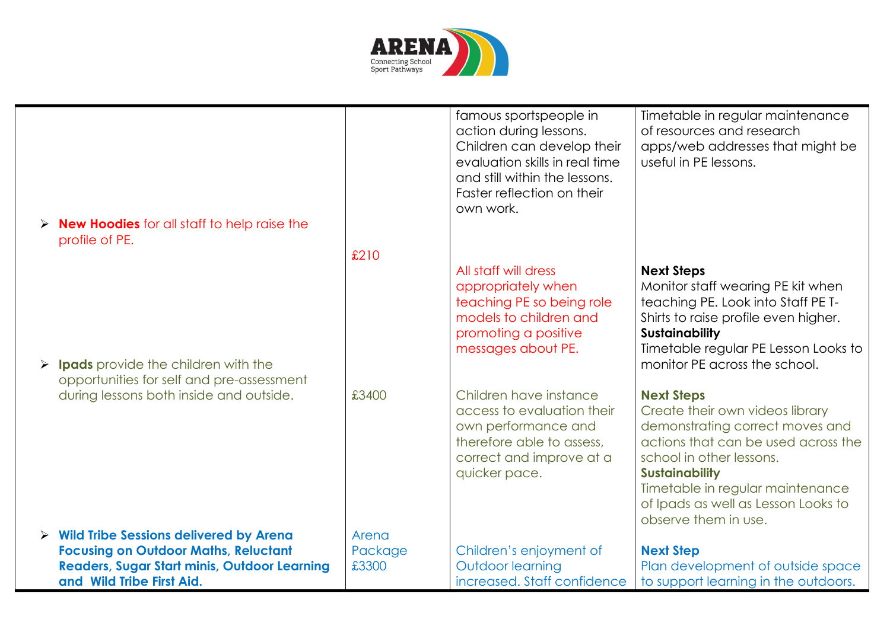| | | | |
|---|---|---|---|
| | | famous sportspeople in action during lessons. Children can develop their evaluation skills in real time and still within the lessons. Faster reflection on their own work. | Timetable in regular maintenance of resources and research apps/web addresses that might be useful in PE lessons. |
| ➢ **New Hoodies** for all staff to help raise the profile of PE. | £210 | All staff will dress appropriately when teaching PE so being role models to children and promoting a positive messages about PE. | **Next Steps**<br>Monitor staff wearing PE kit when teaching PE. Look into Staff PE T-Shirts to raise profile even higher.<br>**Sustainability**<br>Timetable regular PE Lesson Looks to monitor PE across the school. |
| ➢ **Ipads** provide the children with the opportunities for self and pre-assessment during lessons both inside and outside. | £3400 | Children have instance access to evaluation their own performance and therefore able to assess, correct and improve at a quicker pace. | **Next Steps**<br>Create their own videos library demonstrating correct moves and actions that can be used across the school in other lessons.<br>**Sustainability**<br>Timetable in regular maintenance of Ipads as well as Lesson Looks to observe them in use. |
| ➢ **Wild Tribe Sessions delivered by Arena Focusing on Outdoor Maths, Reluctant Readers, Sugar Start minis, Outdoor Learning and Wild Tribe First Aid.** | Arena Package £3300 | Children's enjoyment of Outdoor learning increased. Staff confidence | **Next Step**<br>Plan development of outside space to support learning in the outdoors. |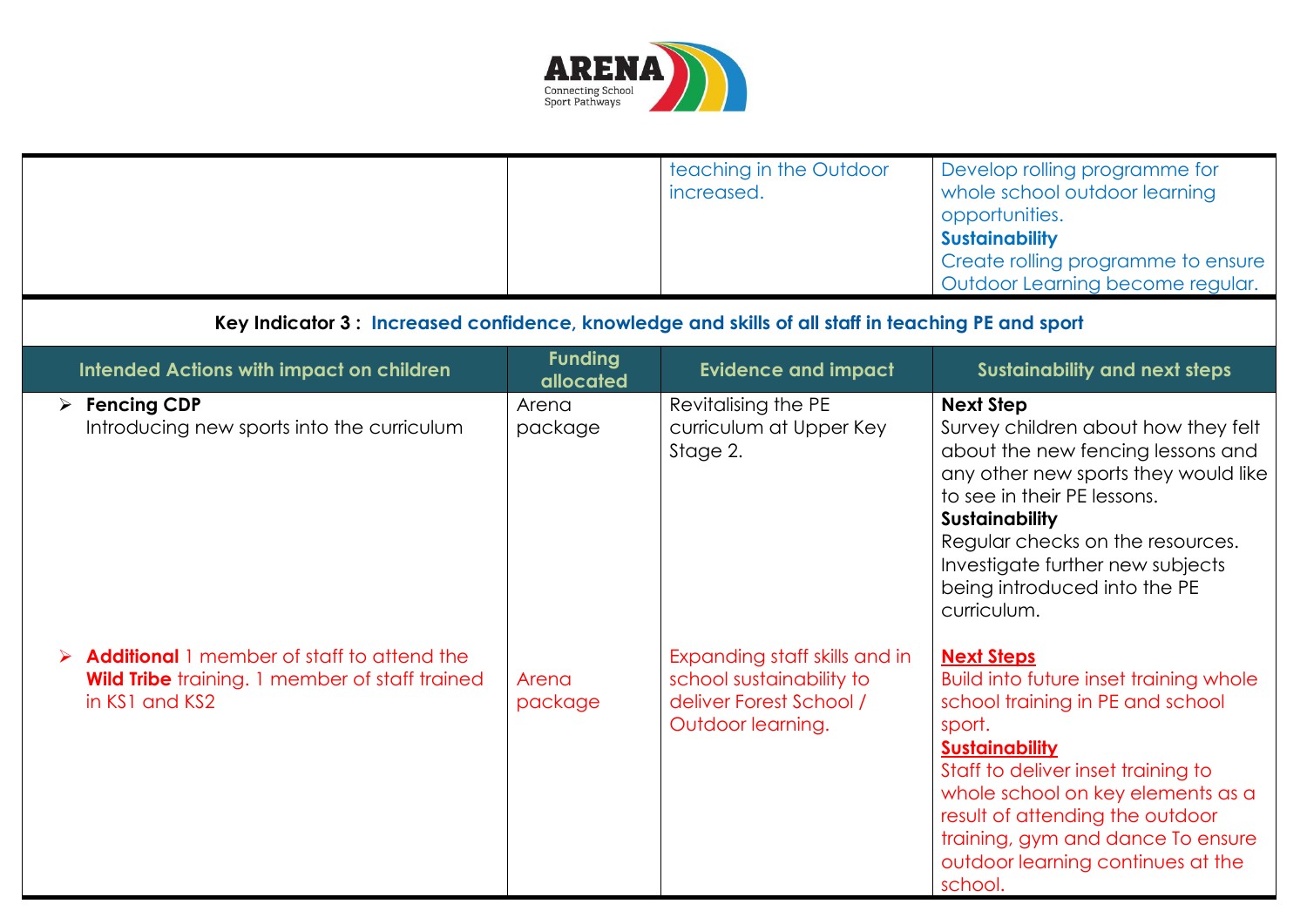| | | teaching in the Outdoor increased. | Develop rolling programme for whole school outdoor learning opportunities. **Sustainability** Create rolling programme to ensure Outdoor Learning become regular. |
|---|---|---|---|

**Key Indicator 3 : Increased confidence, knowledge and skills of all staff in teaching PE and sport**

| Intended Actions with impact on children | Funding allocated | Evidence and impact | Sustainability and next steps |
|---|---|---|---|
| ➢ **Fencing CDP** Introducing new sports into the curriculum | Arena package | Revitalising the PE curriculum at Upper Key Stage 2. | **Next Step** Survey children about how they felt about the new fencing lessons and any other new sports they would like to see in their PE lessons. **Sustainability** Regular checks on the resources. Investigate further new subjects being introduced into the PE curriculum. |
| ➢ **Additional** 1 member of staff to attend the **Wild Tribe** training. 1 member of staff trained in KS1 and KS2 | Arena package | Expanding staff skills and in school sustainability to deliver Forest School / Outdoor learning. | **Next Steps** Build into future inset training whole school training in PE and school sport. **Sustainability** Staff to deliver inset training to whole school on key elements as a result of attending the outdoor training, gym and dance To ensure outdoor learning continues at the school. |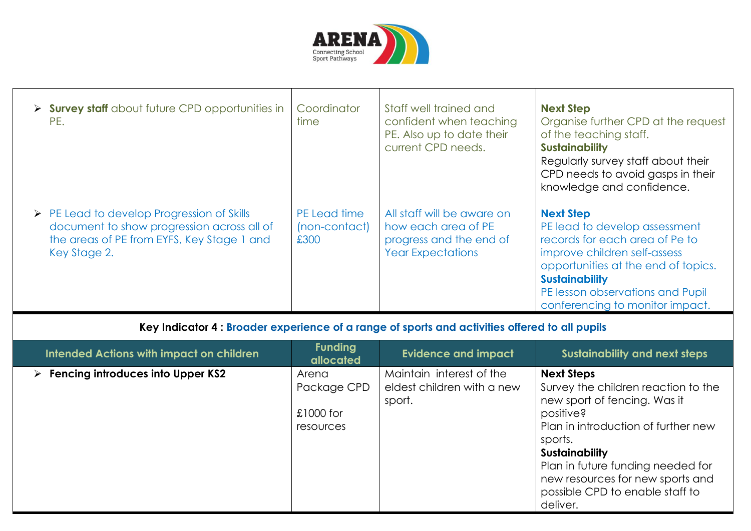| | | | |
|---|---|---|---|
| ➢ **Survey staff** about future CPD opportunities in PE. | Coordinator time | Staff well trained and confident when teaching PE. Also up to date their current CPD needs. | **Next Step** Organise further CPD at the request of the teaching staff. **Sustainability** Regularly survey staff about their CPD needs to avoid gasps in their knowledge and confidence. |
| ➢ PE Lead to develop Progression of Skills document to show progression across all of the areas of PE from EYFS, Key Stage 1 and Key Stage 2. | PE Lead time (non-contact) £300 | All staff will be aware on how each area of PE progress and the end of Year Expectations | **Next Step** PE lead to develop assessment records for each area of Pe to improve children self-assess opportunities at the end of topics. **Sustainability** PE lesson observations and Pupil conferencing to monitor impact. |

**Key Indicator 4 : Broader experience of a range of sports and activities offered to all pupils**

| Intended Actions with impact on children | Funding allocated | Evidence and impact | Sustainability and next steps |
|---|---|---|---|
| ➢ **Fencing introduces into Upper KS2** | Arena Package CPD<br><br>£1000 for resources | Maintain interest of the eldest children with a new sport. | **Next Steps** Survey the children reaction to the new sport of fencing. Was it positive? Plan in introduction of further new sports. **Sustainability** Plan in future funding needed for new resources for new sports and possible CPD to enable staff to deliver. |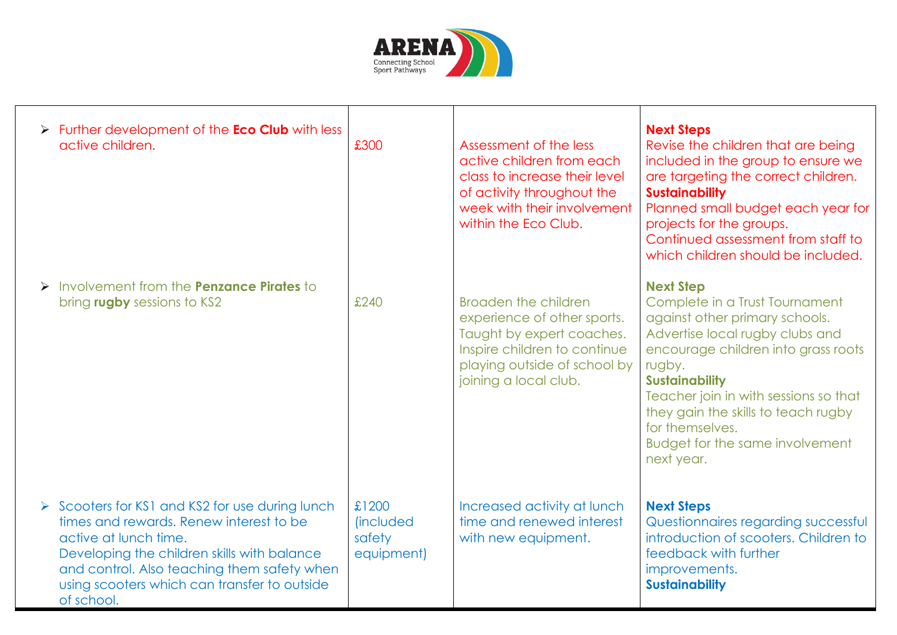| | | | |
|---|---|---|---|
| ➢ Further development of the **Eco Club** with less active children. | £300 | Assessment of the less active children from each class to increase their level of activity throughout the week with their involvement within the Eco Club. | **Next Steps**<br>Revise the children that are being included in the group to ensure we are targeting the correct children.<br>**Sustainability**<br>Planned small budget each year for projects for the groups.<br>Continued assessment from staff to which children should be included. |
| ➢ Involvement from the **Penzance Pirates** to bring **rugby** sessions to KS2 | £240 | Broaden the children experience of other sports. Taught by expert coaches. Inspire children to continue playing outside of school by joining a local club. | **Next Step**<br>Complete in a Trust Tournament against other primary schools.<br>Advertise local rugby clubs and encourage children into grass roots rugby.<br>**Sustainability**<br>Teacher join in with sessions so that they gain the skills to teach rugby for themselves.<br>Budget for the same involvement next year. |
| ➢ Scooters for KS1 and KS2 for use during lunch times and rewards. Renew interest to be active at lunch time.<br>Developing the children skills with balance and control. Also teaching them safety when using scooters which can transfer to outside of school. | £1200 (included safety equipment) | Increased activity at lunch time and renewed interest with new equipment. | **Next Steps**<br>Questionnaires regarding successful introduction of scooters. Children to feedback with further improvements.<br>**Sustainability** |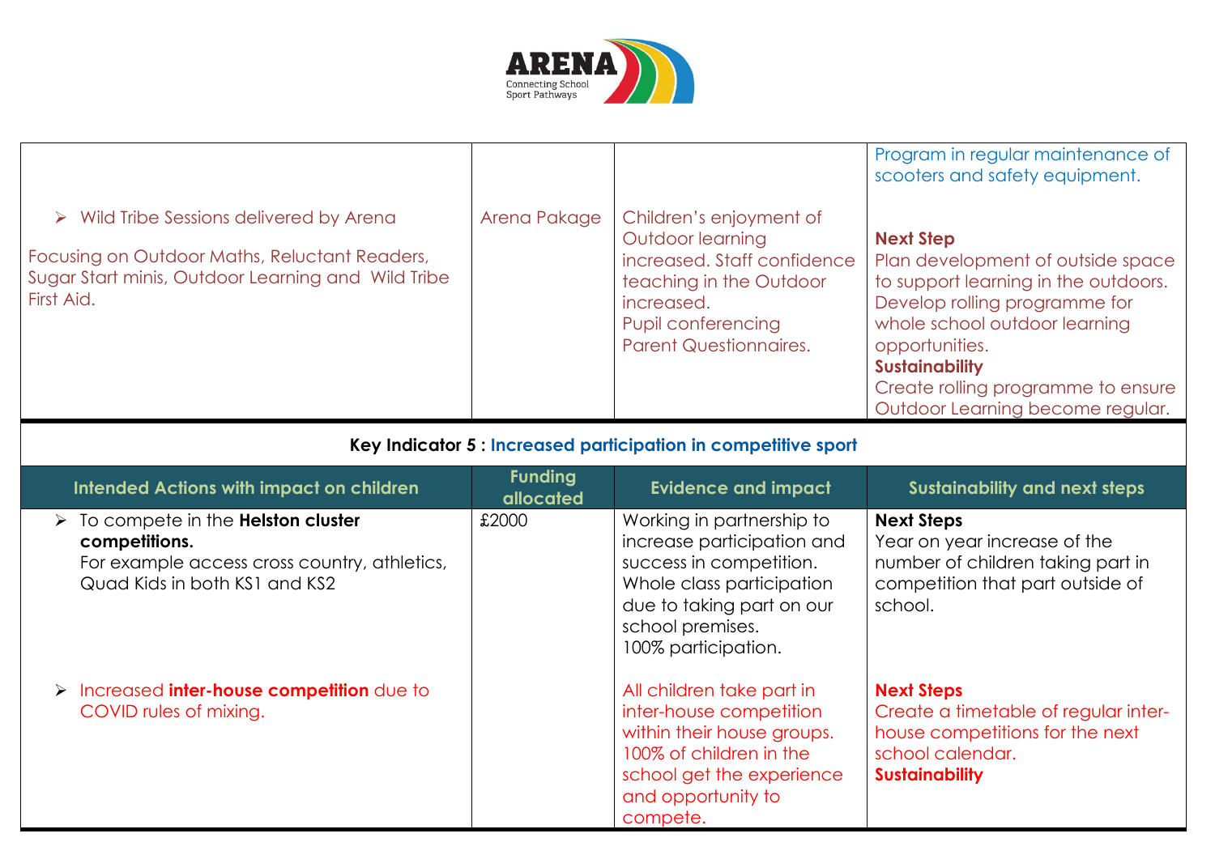| | | | |
|---|---|---|---|
| ➢ Wild Tribe Sessions delivered by Arena<br><br>Focusing on Outdoor Maths, Reluctant Readers, Sugar Start minis, Outdoor Learning and Wild Tribe First Aid. | Arena Pakage | Children's enjoyment of Outdoor learning increased. Staff confidence teaching in the Outdoor increased.<br>Pupil conferencing<br>Parent Questionnaires. | Program in regular maintenance of scooters and safety equipment.<br><br>**Next Step**<br>Plan development of outside space to support learning in the outdoors. Develop rolling programme for whole school outdoor learning opportunities.<br>**Sustainability**<br>Create rolling programme to ensure Outdoor Learning become regular. |

**Key Indicator 5 : Increased participation in competitive sport**

| Intended Actions with impact on children | Funding allocated | Evidence and impact | Sustainability and next steps |
|---|---|---|---|
| ➢ To compete in the **Helston cluster competitions.**<br>For example access cross country, athletics, Quad Kids in both KS1 and KS2 | £2000 | Working in partnership to increase participation and success in competition. Whole class participation due to taking part on our school premises.<br>100% participation. | **Next Steps**<br>Year on year increase of the number of children taking part in competition that part outside of school. |
| ➢ Increased **inter-house competition** due to COVID rules of mixing. | | All children take part in inter-house competition within their house groups. 100% of children in the school get the experience and opportunity to compete. | **Next Steps**<br>Create a timetable of regular inter-house competitions for the next school calendar.<br>**Sustainability** |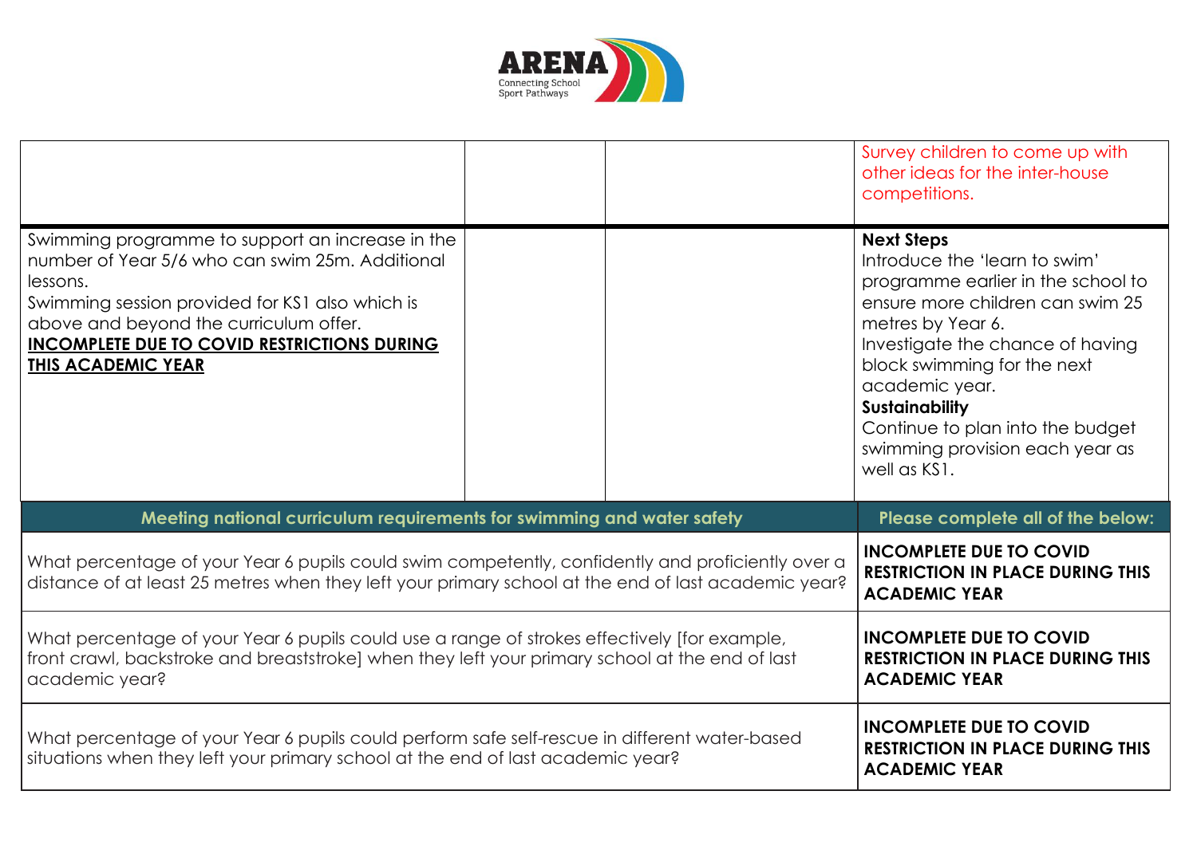| | | | |
|---|---|---|---|
| | | | Survey children to come up with other ideas for the inter-house competitions. |
| Swimming programme to support an increase in the number of Year 5/6 who can swim 25m. Additional lessons.<br>Swimming session provided for KS1 also which is above and beyond the curriculum offer.<br>**INCOMPLETE DUE TO COVID RESTRICTIONS DURING THIS ACADEMIC YEAR** | | | **Next Steps**<br>Introduce the 'learn to swim' programme earlier in the school to ensure more children can swim 25 metres by Year 6.<br>Investigate the chance of having block swimming for the next academic year.<br>**Sustainability**<br>Continue to plan into the budget swimming provision each year as well as KS1. |

| Meeting national curriculum requirements for swimming and water safety | Please complete all of the below: |
|---|---|
| What percentage of your Year 6 pupils could swim competently, confidently and proficiently over a distance of at least 25 metres when they left your primary school at the end of last academic year? | **INCOMPLETE DUE TO COVID RESTRICTION IN PLACE DURING THIS ACADEMIC YEAR** |
| What percentage of your Year 6 pupils could use a range of strokes effectively [for example, front crawl, backstroke and breaststroke] when they left your primary school at the end of last academic year? | **INCOMPLETE DUE TO COVID RESTRICTION IN PLACE DURING THIS ACADEMIC YEAR** |
| What percentage of your Year 6 pupils could perform safe self-rescue in different water-based situations when they left your primary school at the end of last academic year? | **INCOMPLETE DUE TO COVID RESTRICTION IN PLACE DURING THIS ACADEMIC YEAR** |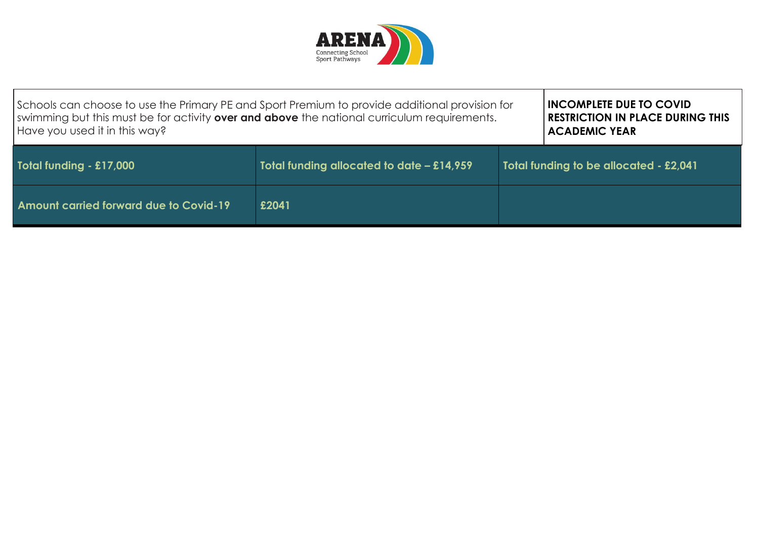| | |
|---|---|
| Schools can choose to use the Primary PE and Sport Premium to provide additional provision for swimming but this must be for activity **over and above** the national curriculum requirements. Have you used it in this way? | **INCOMPLETE DUE TO COVID RESTRICTION IN PLACE DURING THIS ACADEMIC YEAR** |

| | | |
|---|---|---|
| **Total funding - £17,000** | **Total funding allocated to date – £14,959** | **Total funding to be allocated - £2,041** |
| **Amount carried forward due to Covid-19** | **£2041** | |